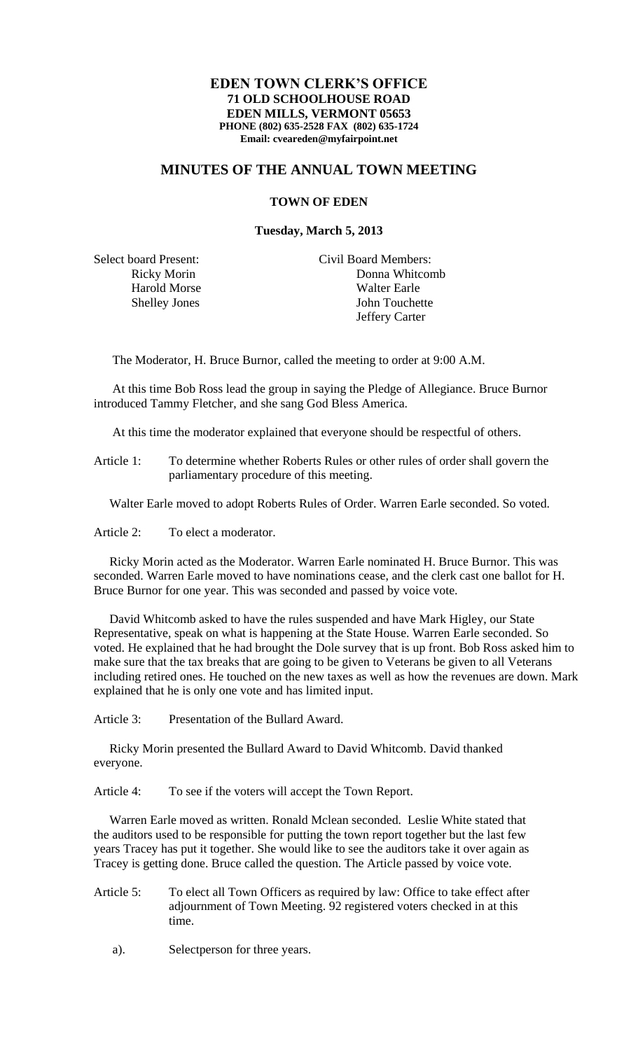**EDEN TOWN CLERK'S OFFICE**
**71 OLD SCHOOLHOUSE ROAD**
**EDEN MILLS, VERMONT 05653**
**PHONE (802) 635-2528 FAX (802) 635-1724**
**Email: cveareden@myfairpoint.net**

# MINUTES OF THE ANNUAL TOWN MEETING

## TOWN OF EDEN

**Tuesday, March 5, 2013**

| Select board Present: | Civil Board Members: |
|---|---|
| Ricky Morin | Donna Whitcomb |
| Harold Morse | Walter Earle |
| Shelley Jones | John Touchette |
| | Jeffery Carter |

The Moderator, H. Bruce Burnor, called the meeting to order at 9:00 A.M.

At this time Bob Ross lead the group in saying the Pledge of Allegiance. Bruce Burnor introduced Tammy Fletcher, and she sang God Bless America.

At this time the moderator explained that everyone should be respectful of others.

Article 1: To determine whether Roberts Rules or other rules of order shall govern the parliamentary procedure of this meeting.

Walter Earle moved to adopt Roberts Rules of Order. Warren Earle seconded. So voted.

Article 2: To elect a moderator.

Ricky Morin acted as the Moderator. Warren Earle nominated H. Bruce Burnor. This was seconded. Warren Earle moved to have nominations cease, and the clerk cast one ballot for H. Bruce Burnor for one year. This was seconded and passed by voice vote.

David Whitcomb asked to have the rules suspended and have Mark Higley, our State Representative, speak on what is happening at the State House. Warren Earle seconded. So voted. He explained that he had brought the Dole survey that is up front. Bob Ross asked him to make sure that the tax breaks that are going to be given to Veterans be given to all Veterans including retired ones. He touched on the new taxes as well as how the revenues are down. Mark explained that he is only one vote and has limited input.

Article 3: Presentation of the Bullard Award.

Ricky Morin presented the Bullard Award to David Whitcomb. David thanked everyone.

Article 4: To see if the voters will accept the Town Report.

Warren Earle moved as written. Ronald Mclean seconded. Leslie White stated that the auditors used to be responsible for putting the town report together but the last few years Tracey has put it together. She would like to see the auditors take it over again as Tracey is getting done. Bruce called the question. The Article passed by voice vote.

Article 5: To elect all Town Officers as required by law: Office to take effect after adjournment of Town Meeting. 92 registered voters checked in at this time.

a). Selectperson for three years.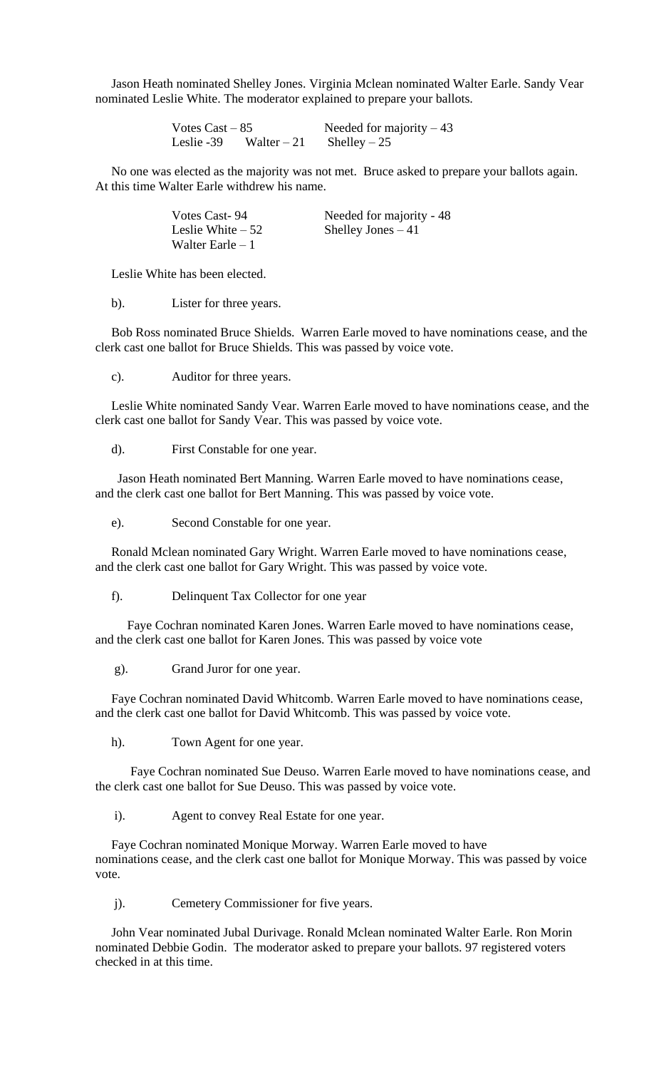Jason Heath nominated Shelley Jones. Virginia Mclean nominated Walter Earle. Sandy Vear nominated Leslie White. The moderator explained to prepare your ballots.

| | |
|---|---|
| Votes Cast – 85 | Needed for majority – 43 |
| Leslie -39     Walter – 21 | Shelley – 25 |

No one was elected as the majority was not met. Bruce asked to prepare your ballots again. At this time Walter Earle withdrew his name.

| | |
|---|---|
| Votes Cast- 94 | Needed for majority - 48 |
| Leslie White – 52 | Shelley Jones – 41 |
| Walter Earle – 1 | |

Leslie White has been elected.

b). Lister for three years.

Bob Ross nominated Bruce Shields. Warren Earle moved to have nominations cease, and the clerk cast one ballot for Bruce Shields. This was passed by voice vote.

c). Auditor for three years.

Leslie White nominated Sandy Vear. Warren Earle moved to have nominations cease, and the clerk cast one ballot for Sandy Vear. This was passed by voice vote.

d). First Constable for one year.

Jason Heath nominated Bert Manning. Warren Earle moved to have nominations cease, and the clerk cast one ballot for Bert Manning. This was passed by voice vote.

e). Second Constable for one year.

Ronald Mclean nominated Gary Wright. Warren Earle moved to have nominations cease, and the clerk cast one ballot for Gary Wright. This was passed by voice vote.

f). Delinquent Tax Collector for one year

Faye Cochran nominated Karen Jones. Warren Earle moved to have nominations cease, and the clerk cast one ballot for Karen Jones. This was passed by voice vote

g). Grand Juror for one year.

Faye Cochran nominated David Whitcomb. Warren Earle moved to have nominations cease, and the clerk cast one ballot for David Whitcomb. This was passed by voice vote.

h). Town Agent for one year.

Faye Cochran nominated Sue Deuso. Warren Earle moved to have nominations cease, and the clerk cast one ballot for Sue Deuso. This was passed by voice vote.

i). Agent to convey Real Estate for one year.

Faye Cochran nominated Monique Morway. Warren Earle moved to have nominations cease, and the clerk cast one ballot for Monique Morway. This was passed by voice vote.

j). Cemetery Commissioner for five years.

John Vear nominated Jubal Durivage. Ronald Mclean nominated Walter Earle. Ron Morin nominated Debbie Godin. The moderator asked to prepare your ballots. 97 registered voters checked in at this time.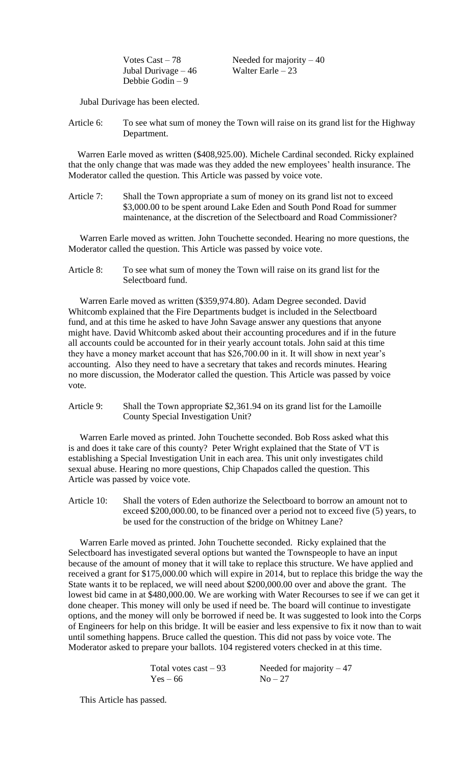Votes Cast – 78 Needed for majority – 40
Jubal Durivage – 46 Walter Earle – 23
Debbie Godin – 9

Jubal Durivage has been elected.

Article 6: To see what sum of money the Town will raise on its grand list for the Highway Department.

Warren Earle moved as written ($408,925.00). Michele Cardinal seconded. Ricky explained that the only change that was made was they added the new employees' health insurance. The Moderator called the question. This Article was passed by voice vote.

Article 7: Shall the Town appropriate a sum of money on its grand list not to exceed $3,000.00 to be spent around Lake Eden and South Pond Road for summer maintenance, at the discretion of the Selectboard and Road Commissioner?

Warren Earle moved as written. John Touchette seconded. Hearing no more questions, the Moderator called the question. This Article was passed by voice vote.

Article 8: To see what sum of money the Town will raise on its grand list for the Selectboard fund.

Warren Earle moved as written ($359,974.80). Adam Degree seconded. David Whitcomb explained that the Fire Departments budget is included in the Selectboard fund, and at this time he asked to have John Savage answer any questions that anyone might have. David Whitcomb asked about their accounting procedures and if in the future all accounts could be accounted for in their yearly account totals. John said at this time they have a money market account that has $26,700.00 in it. It will show in next year's accounting. Also they need to have a secretary that takes and records minutes. Hearing no more discussion, the Moderator called the question. This Article was passed by voice vote.

Article 9: Shall the Town appropriate $2,361.94 on its grand list for the Lamoille County Special Investigation Unit?

Warren Earle moved as printed. John Touchette seconded. Bob Ross asked what this is and does it take care of this county? Peter Wright explained that the State of VT is establishing a Special Investigation Unit in each area. This unit only investigates child sexual abuse. Hearing no more questions, Chip Chapados called the question. This Article was passed by voice vote.

Article 10: Shall the voters of Eden authorize the Selectboard to borrow an amount not to exceed $200,000.00, to be financed over a period not to exceed five (5) years, to be used for the construction of the bridge on Whitney Lane?

Warren Earle moved as printed. John Touchette seconded. Ricky explained that the Selectboard has investigated several options but wanted the Townspeople to have an input because of the amount of money that it will take to replace this structure. We have applied and received a grant for $175,000.00 which will expire in 2014, but to replace this bridge the way the State wants it to be replaced, we will need about $200,000.00 over and above the grant. The lowest bid came in at $480,000.00. We are working with Water Recourses to see if we can get it done cheaper. This money will only be used if need be. The board will continue to investigate options, and the money will only be borrowed if need be. It was suggested to look into the Corps of Engineers for help on this bridge. It will be easier and less expensive to fix it now than to wait until something happens. Bruce called the question. This did not pass by voice vote. The Moderator asked to prepare your ballots. 104 registered voters checked in at this time.

Total votes cast – 93 Needed for majority – 47
Yes – 66 No – 27

This Article has passed.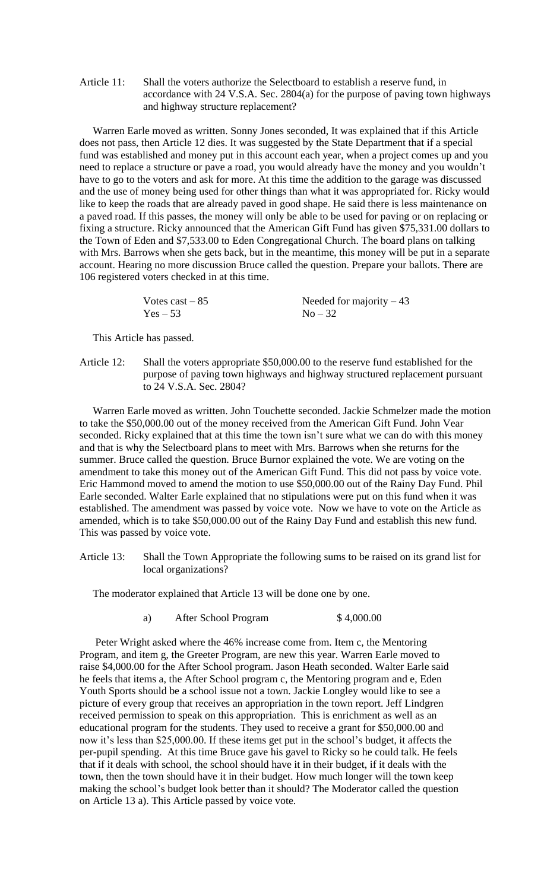Article 11: Shall the voters authorize the Selectboard to establish a reserve fund, in accordance with 24 V.S.A. Sec. 2804(a) for the purpose of paving town highways and highway structure replacement?

Warren Earle moved as written. Sonny Jones seconded, It was explained that if this Article does not pass, then Article 12 dies. It was suggested by the State Department that if a special fund was established and money put in this account each year, when a project comes up and you need to replace a structure or pave a road, you would already have the money and you wouldn't have to go to the voters and ask for more. At this time the addition to the garage was discussed and the use of money being used for other things than what it was appropriated for. Ricky would like to keep the roads that are already paved in good shape. He said there is less maintenance on a paved road. If this passes, the money will only be able to be used for paving or on replacing or fixing a structure. Ricky announced that the American Gift Fund has given $75,331.00 dollars to the Town of Eden and $7,533.00 to Eden Congregational Church. The board plans on talking with Mrs. Barrows when she gets back, but in the meantime, this money will be put in a separate account. Hearing no more discussion Bruce called the question. Prepare your ballots. There are 106 registered voters checked in at this time.

| | |
|---|---|
| Votes cast – 85 | Needed for majority – 43 |
| Yes – 53 | No – 32 |

This Article has passed.

Article 12: Shall the voters appropriate $50,000.00 to the reserve fund established for the purpose of paving town highways and highway structured replacement pursuant to 24 V.S.A. Sec. 2804?

Warren Earle moved as written. John Touchette seconded. Jackie Schmelzer made the motion to take the $50,000.00 out of the money received from the American Gift Fund. John Vear seconded. Ricky explained that at this time the town isn't sure what we can do with this money and that is why the Selectboard plans to meet with Mrs. Barrows when she returns for the summer. Bruce called the question. Bruce Burnor explained the vote. We are voting on the amendment to take this money out of the American Gift Fund. This did not pass by voice vote. Eric Hammond moved to amend the motion to use $50,000.00 out of the Rainy Day Fund. Phil Earle seconded. Walter Earle explained that no stipulations were put on this fund when it was established. The amendment was passed by voice vote. Now we have to vote on the Article as amended, which is to take $50,000.00 out of the Rainy Day Fund and establish this new fund. This was passed by voice vote.

Article 13: Shall the Town Appropriate the following sums to be raised on its grand list for local organizations?

The moderator explained that Article 13 will be done one by one.

a) After School Program $ 4,000.00

Peter Wright asked where the 46% increase come from. Item c, the Mentoring Program, and item g, the Greeter Program, are new this year. Warren Earle moved to raise $4,000.00 for the After School program. Jason Heath seconded. Walter Earle said he feels that items a, the After School program c, the Mentoring program and e, Eden Youth Sports should be a school issue not a town. Jackie Longley would like to see a picture of every group that receives an appropriation in the town report. Jeff Lindgren received permission to speak on this appropriation. This is enrichment as well as an educational program for the students. They used to receive a grant for $50,000.00 and now it's less than $25,000.00. If these items get put in the school's budget, it affects the per-pupil spending. At this time Bruce gave his gavel to Ricky so he could talk. He feels that if it deals with school, the school should have it in their budget, if it deals with the town, then the town should have it in their budget. How much longer will the town keep making the school's budget look better than it should? The Moderator called the question on Article 13 a). This Article passed by voice vote.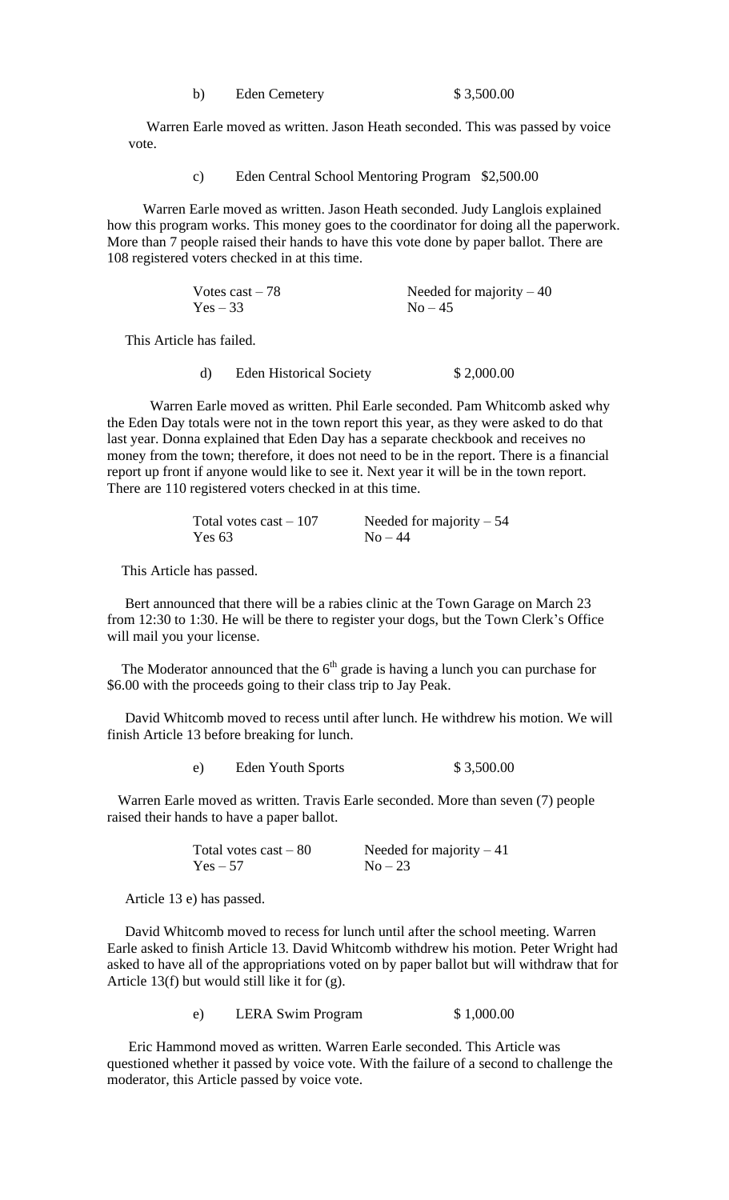b) Eden Cemetery $ 3,500.00

Warren Earle moved as written. Jason Heath seconded. This was passed by voice vote.

c) Eden Central School Mentoring Program $2,500.00

Warren Earle moved as written. Jason Heath seconded. Judy Langlois explained how this program works. This money goes to the coordinator for doing all the paperwork. More than 7 people raised their hands to have this vote done by paper ballot. There are 108 registered voters checked in at this time.

| | |
|---|---|
| Votes cast – 78 | Needed for majority – 40 |
| Yes – 33 | No – 45 |

This Article has failed.

d) Eden Historical Society $ 2,000.00

Warren Earle moved as written. Phil Earle seconded. Pam Whitcomb asked why the Eden Day totals were not in the town report this year, as they were asked to do that last year. Donna explained that Eden Day has a separate checkbook and receives no money from the town; therefore, it does not need to be in the report. There is a financial report up front if anyone would like to see it. Next year it will be in the town report. There are 110 registered voters checked in at this time.

| | |
|---|---|
| Total votes cast – 107 | Needed for majority – 54 |
| Yes 63 | No – 44 |

This Article has passed.

Bert announced that there will be a rabies clinic at the Town Garage on March 23 from 12:30 to 1:30. He will be there to register your dogs, but the Town Clerk's Office will mail you your license.

The Moderator announced that the 6th grade is having a lunch you can purchase for $6.00 with the proceeds going to their class trip to Jay Peak.

David Whitcomb moved to recess until after lunch. He withdrew his motion. We will finish Article 13 before breaking for lunch.

e) Eden Youth Sports $ 3,500.00

Warren Earle moved as written. Travis Earle seconded. More than seven (7) people raised their hands to have a paper ballot.

| | |
|---|---|
| Total votes cast – 80 | Needed for majority – 41 |
| Yes – 57 | No – 23 |

Article 13 e) has passed.

David Whitcomb moved to recess for lunch until after the school meeting. Warren Earle asked to finish Article 13. David Whitcomb withdrew his motion. Peter Wright had asked to have all of the appropriations voted on by paper ballot but will withdraw that for Article 13(f) but would still like it for (g).

e) LERA Swim Program $ 1,000.00

Eric Hammond moved as written. Warren Earle seconded. This Article was questioned whether it passed by voice vote. With the failure of a second to challenge the moderator, this Article passed by voice vote.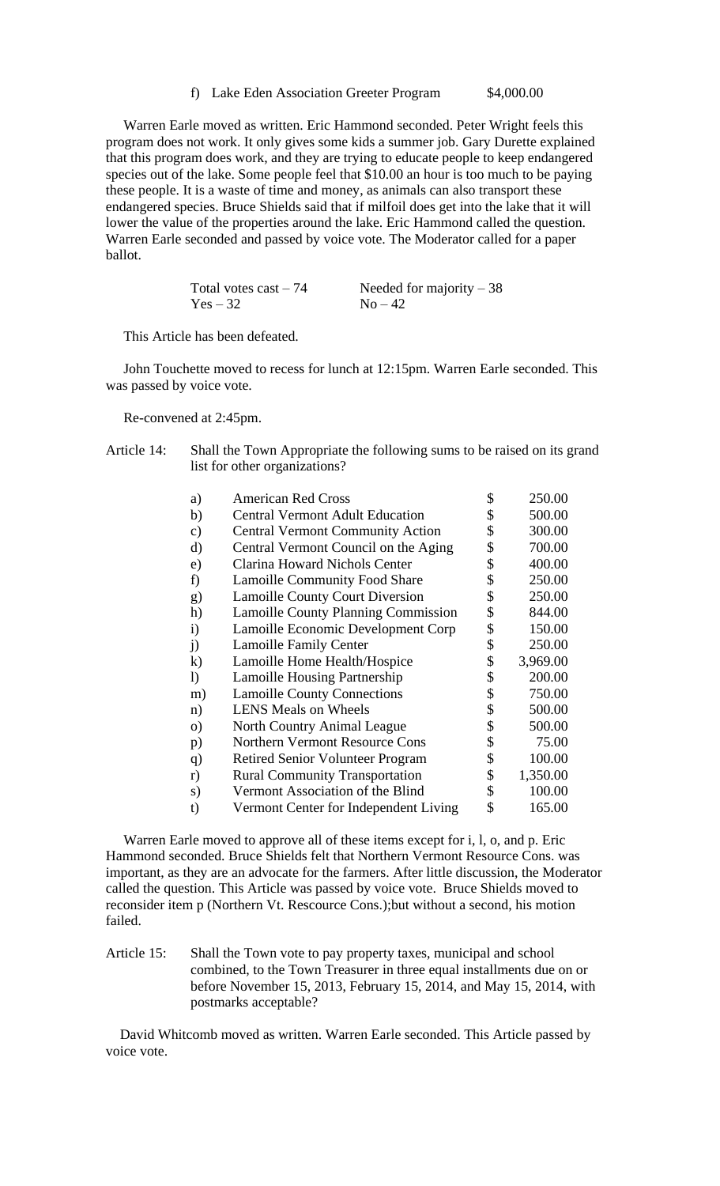f) Lake Eden Association Greeter Program $4,000.00

Warren Earle moved as written. Eric Hammond seconded. Peter Wright feels this program does not work. It only gives some kids a summer job. Gary Durette explained that this program does work, and they are trying to educate people to keep endangered species out of the lake. Some people feel that $10.00 an hour is too much to be paying these people. It is a waste of time and money, as animals can also transport these endangered species. Bruce Shields said that if milfoil does get into the lake that it will lower the value of the properties around the lake. Eric Hammond called the question. Warren Earle seconded and passed by voice vote. The Moderator called for a paper ballot.

| | |
|---|---|
| Total votes cast – 74 | Needed for majority – 38 |
| Yes – 32 | No – 42 |

This Article has been defeated.

John Touchette moved to recess for lunch at 12:15pm. Warren Earle seconded. This was passed by voice vote.

Re-convened at 2:45pm.

Article 14: Shall the Town Appropriate the following sums to be raised on its grand list for other organizations?

| | | |
|---|---|---|
| a) | American Red Cross | $ 250.00 |
| b) | Central Vermont Adult Education | $ 500.00 |
| c) | Central Vermont Community Action | $ 300.00 |
| d) | Central Vermont Council on the Aging | $ 700.00 |
| e) | Clarina Howard Nichols Center | $ 400.00 |
| f) | Lamoille Community Food Share | $ 250.00 |
| g) | Lamoille County Court Diversion | $ 250.00 |
| h) | Lamoille County Planning Commission | $ 844.00 |
| i) | Lamoille Economic Development Corp | $ 150.00 |
| j) | Lamoille Family Center | $ 250.00 |
| k) | Lamoille Home Health/Hospice | $ 3,969.00 |
| l) | Lamoille Housing Partnership | $ 200.00 |
| m) | Lamoille County Connections | $ 750.00 |
| n) | LENS Meals on Wheels | $ 500.00 |
| o) | North Country Animal League | $ 500.00 |
| p) | Northern Vermont Resource Cons | $ 75.00 |
| q) | Retired Senior Volunteer Program | $ 100.00 |
| r) | Rural Community Transportation | $ 1,350.00 |
| s) | Vermont Association of the Blind | $ 100.00 |
| t) | Vermont Center for Independent Living | $ 165.00 |

Warren Earle moved to approve all of these items except for i, l, o, and p. Eric Hammond seconded. Bruce Shields felt that Northern Vermont Resource Cons. was important, as they are an advocate for the farmers. After little discussion, the Moderator called the question. This Article was passed by voice vote. Bruce Shields moved to reconsider item p (Northern Vt. Rescource Cons.);but without a second, his motion failed.

Article 15: Shall the Town vote to pay property taxes, municipal and school combined, to the Town Treasurer in three equal installments due on or before November 15, 2013, February 15, 2014, and May 15, 2014, with postmarks acceptable?

David Whitcomb moved as written. Warren Earle seconded. This Article passed by voice vote.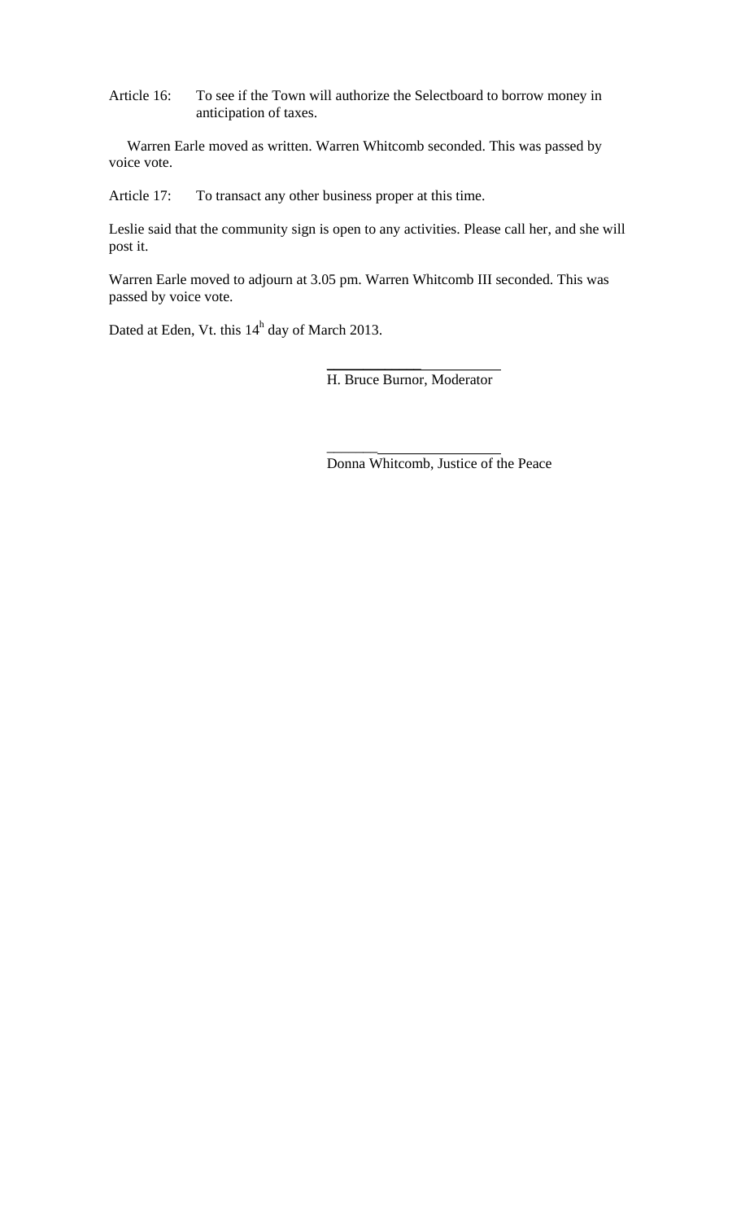Article 16: To see if the Town will authorize the Selectboard to borrow money in anticipation of taxes.

Warren Earle moved as written. Warren Whitcomb seconded. This was passed by voice vote.

Article 17: To transact any other business proper at this time.

Leslie said that the community sign is open to any activities. Please call her, and she will post it.

Warren Earle moved to adjourn at 3.05 pm. Warren Whitcomb III seconded. This was passed by voice vote.

Dated at Eden, Vt. this 14h day of March 2013.

\_\_\_\_\_\_\_\_\_\_\_\_\_\_\_\_\_\_\_\_\_\_\_\_

H. Bruce Burnor, Moderator

\_\_\_\_\_\_\_\_\_\_\_\_\_\_\_\_\_\_\_\_\_\_\_\_

Donna Whitcomb, Justice of the Peace